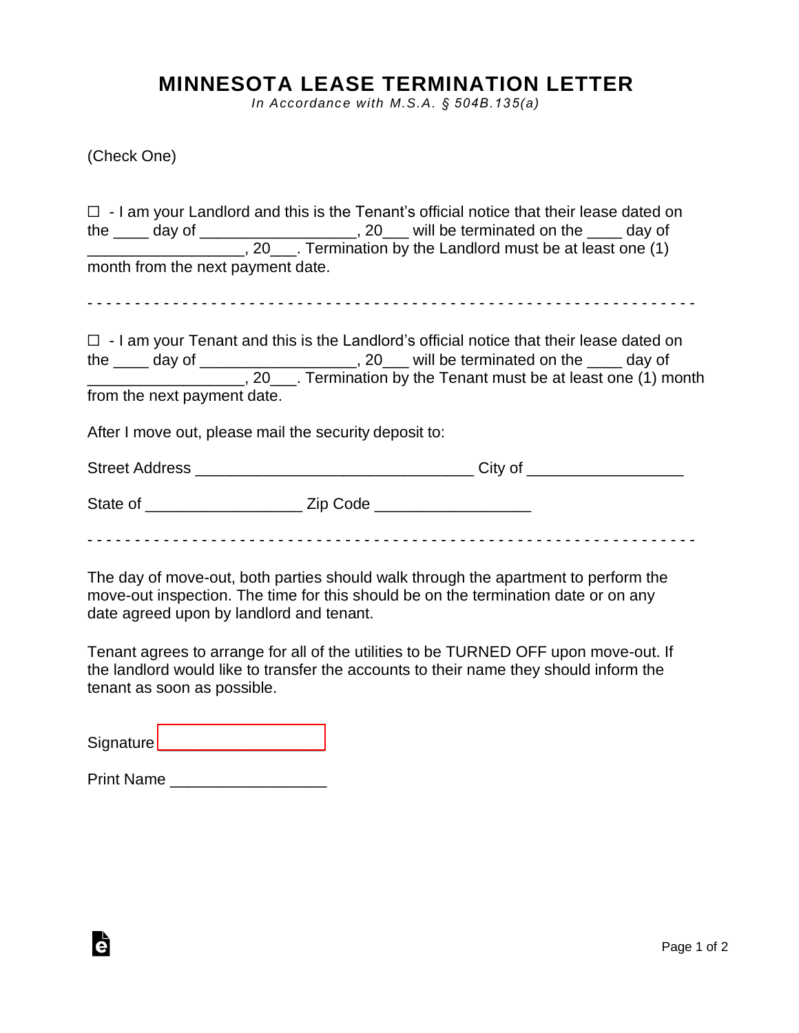# MINNESOTA LEASE TERMINATION LETTER

*In Accordance with M.S.A. § 504B.135(a)*

(Check One)

☐ - I am your Landlord and this is the Tenant's official notice that their lease dated on the ____ day of _________________, 20___ will be terminated on the ____ day of _________________, 20___. Termination by the Landlord must be at least one (1) month from the next payment date.

- - - - - - - - - - - - - - - - - - - - - - - - - - - - - - - - - - - - - - - - - - - - - - - - - - - - - - - - - - - -

☐ - I am your Tenant and this is the Landlord's official notice that their lease dated on the ____ day of _________________, 20___ will be terminated on the ____ day of _________________, 20___. Termination by the Tenant must be at least one (1) month from the next payment date.

After I move out, please mail the security deposit to:

Street Address ______________________________ City of _________________

State of _________________ Zip Code _________________

- - - - - - - - - - - - - - - - - - - - - - - - - - - - - - - - - - - - - - - - - - - - - - - - - - - - - - - - - - - -

The day of move-out, both parties should walk through the apartment to perform the move-out inspection. The time for this should be on the termination date or on any date agreed upon by landlord and tenant.

Tenant agrees to arrange for all of the utilities to be TURNED OFF upon move-out. If the landlord would like to transfer the accounts to their name they should inform the tenant as soon as possible.

Signature _________________

Print Name _________________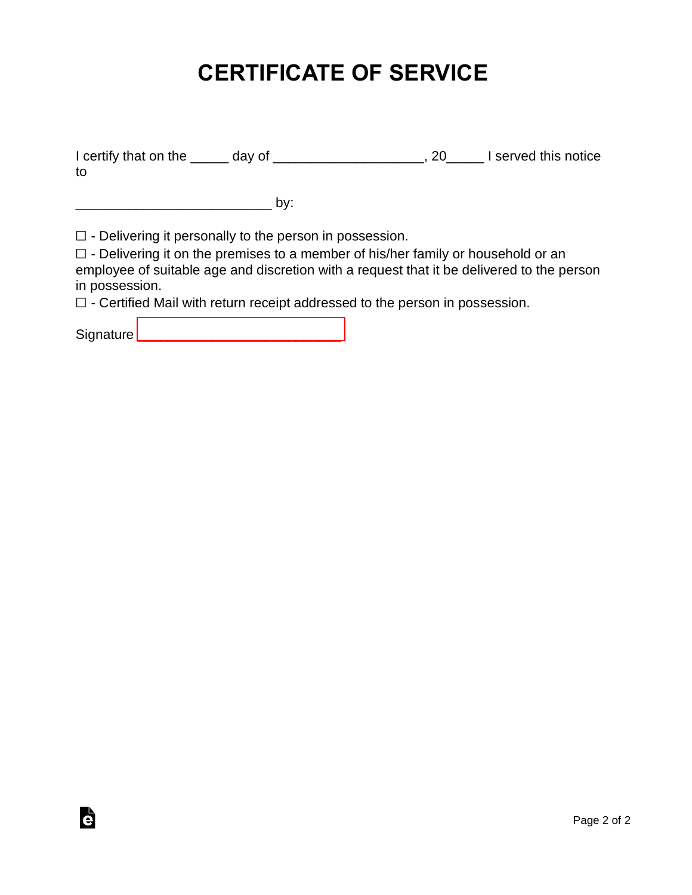# CERTIFICATE OF SERVICE

I certify that on the _____ day of ___________________, 20_____ I served this notice to

_________________________ by:

☐ - Delivering it personally to the person in possession.
☐ - Delivering it on the premises to a member of his/her family or household or an employee of suitable age and discretion with a request that it be delivered to the person in possession.
☐ - Certified Mail with return receipt addressed to the person in possession.

Signature __________________________